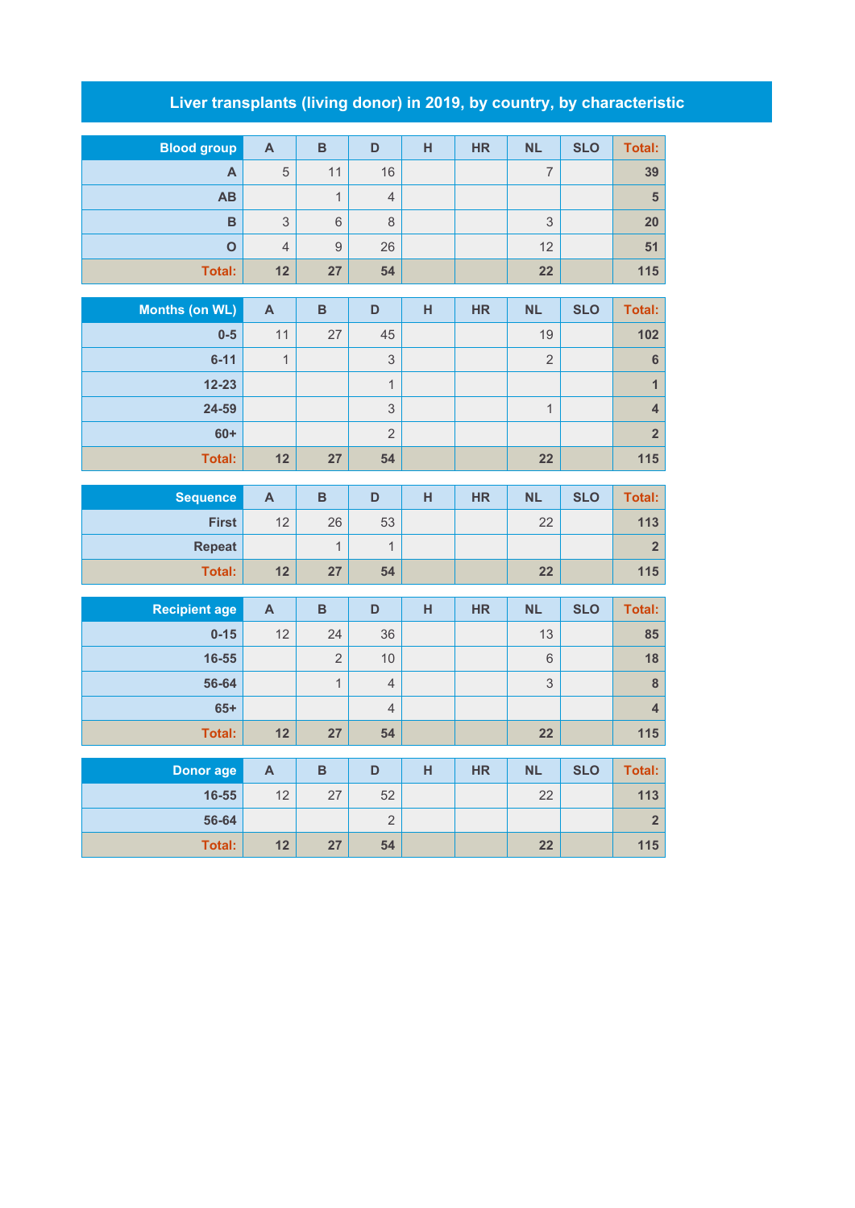# Liver transplants (living donor) in 2019, by country, by characteristic

| Blood group | A | B | D | H | HR | NL | SLO | Total: |
|---|---|---|---|---|---|---|---|---|
| A | 5 | 11 | 16 | | | 7 | | 39 |
| AB | | 1 | 4 | | | | | 5 |
| B | 3 | 6 | 8 | | | 3 | | 20 |
| O | 4 | 9 | 26 | | | 12 | | 51 |
| Total: | 12 | 27 | 54 | | | 22 | | 115 |

| Months (on WL) | A | B | D | H | HR | NL | SLO | Total: |
|---|---|---|---|---|---|---|---|---|
| 0-5 | 11 | 27 | 45 | | | 19 | | 102 |
| 6-11 | 1 | | 3 | | | 2 | | 6 |
| 12-23 | | | 1 | | | | | 1 |
| 24-59 | | | 3 | | | 1 | | 4 |
| 60+ | | | 2 | | | | | 2 |
| Total: | 12 | 27 | 54 | | | 22 | | 115 |

| Sequence | A | B | D | H | HR | NL | SLO | Total: |
|---|---|---|---|---|---|---|---|---|
| First | 12 | 26 | 53 | | | 22 | | 113 |
| Repeat | | 1 | 1 | | | | | 2 |
| Total: | 12 | 27 | 54 | | | 22 | | 115 |

| Recipient age | A | B | D | H | HR | NL | SLO | Total: |
|---|---|---|---|---|---|---|---|---|
| 0-15 | 12 | 24 | 36 | | | 13 | | 85 |
| 16-55 | | 2 | 10 | | | 6 | | 18 |
| 56-64 | | 1 | 4 | | | 3 | | 8 |
| 65+ | | | 4 | | | | | 4 |
| Total: | 12 | 27 | 54 | | | 22 | | 115 |

| Donor age | A | B | D | H | HR | NL | SLO | Total: |
|---|---|---|---|---|---|---|---|---|
| 16-55 | 12 | 27 | 52 | | | 22 | | 113 |
| 56-64 | | | 2 | | | | | 2 |
| Total: | 12 | 27 | 54 | | | 22 | | 115 |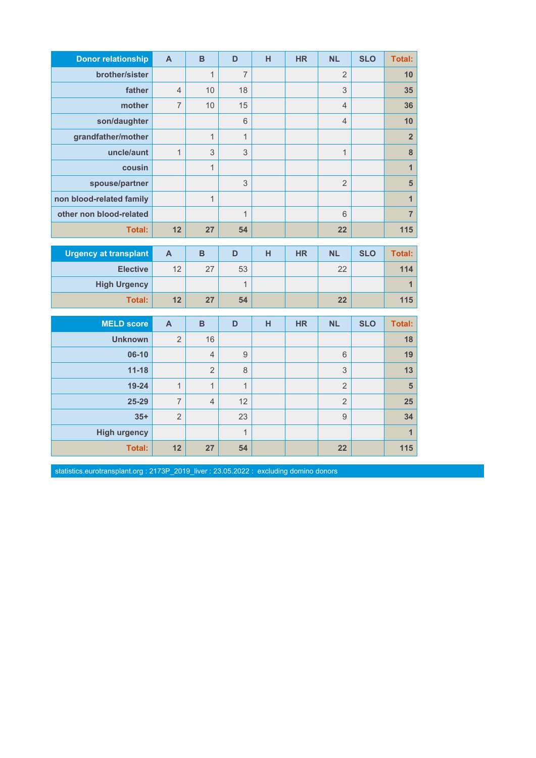| Donor relationship | A | B | D | H | HR | NL | SLO | Total: |
|---|---|---|---|---|---|---|---|---|
| brother/sister | | 1 | 7 | | | 2 | | 10 |
| father | 4 | 10 | 18 | | | 3 | | 35 |
| mother | 7 | 10 | 15 | | | 4 | | 36 |
| son/daughter | | | 6 | | | 4 | | 10 |
| grandfather/mother | | 1 | 1 | | | | | 2 |
| uncle/aunt | 1 | 3 | 3 | | | 1 | | 8 |
| cousin | | 1 | | | | | | 1 |
| spouse/partner | | | 3 | | | 2 | | 5 |
| non blood-related family | | 1 | | | | | | 1 |
| other non blood-related | | | 1 | | | 6 | | 7 |
| Total: | 12 | 27 | 54 | | | 22 | | 115 |

| Urgency at transplant | A | B | D | H | HR | NL | SLO | Total: |
|---|---|---|---|---|---|---|---|---|
| Elective | 12 | 27 | 53 | | | 22 | | 114 |
| High Urgency | | | 1 | | | | | 1 |
| Total: | 12 | 27 | 54 | | | 22 | | 115 |

| MELD score | A | B | D | H | HR | NL | SLO | Total: |
|---|---|---|---|---|---|---|---|---|
| Unknown | 2 | 16 | | | | | | 18 |
| 06-10 | | 4 | 9 | | | 6 | | 19 |
| 11-18 | | 2 | 8 | | | 3 | | 13 |
| 19-24 | 1 | 1 | 1 | | | 2 | | 5 |
| 25-29 | 7 | 4 | 12 | | | 2 | | 25 |
| 35+ | 2 | | 23 | | | 9 | | 34 |
| High urgency | | | 1 | | | | | 1 |
| Total: | 12 | 27 | 54 | | | 22 | | 115 |

statistics.eurotransplant.org : 2173P_2019_liver : 23.05.2022 : excluding domino donors